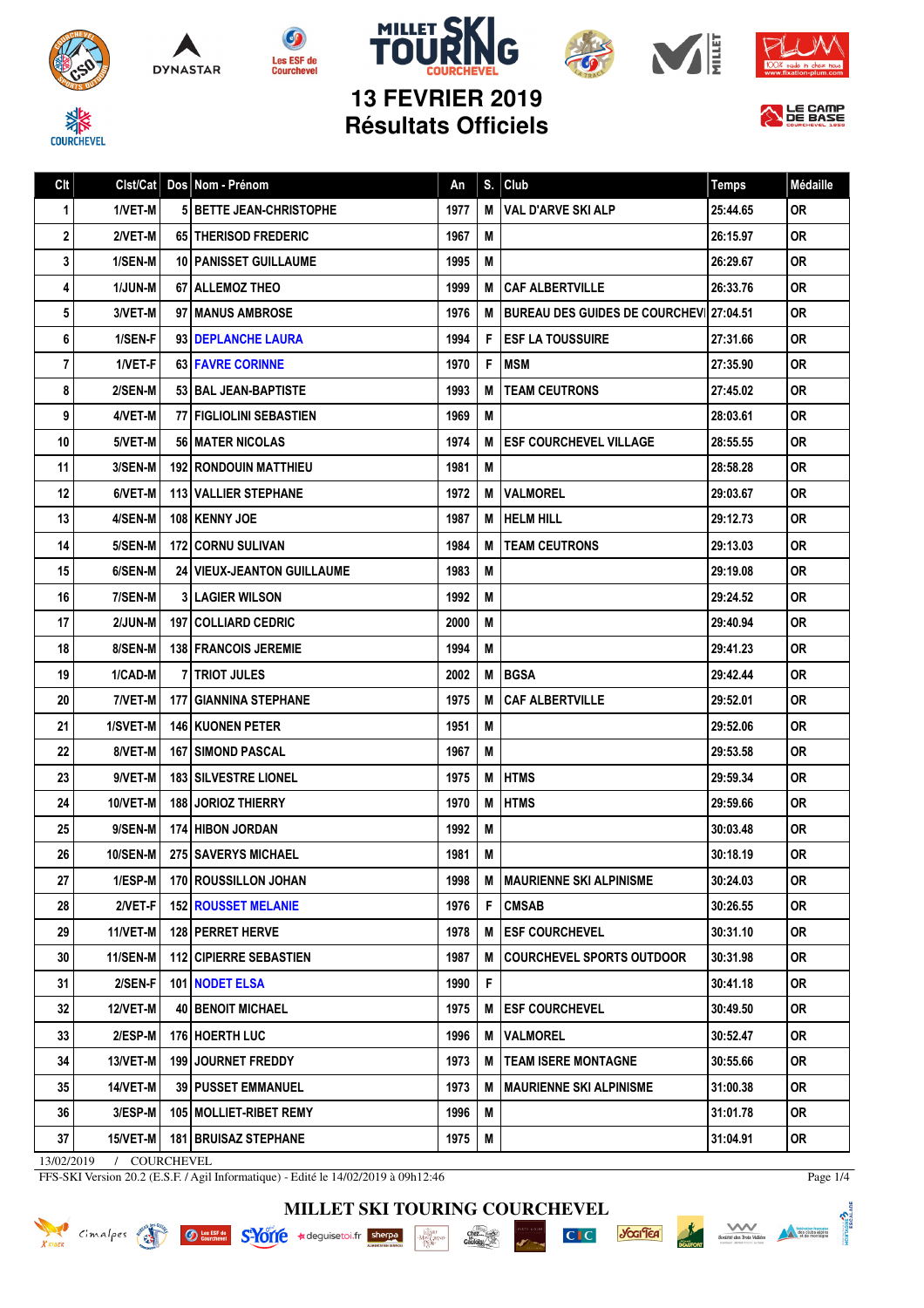# 13 FEVRIER 2019
## Résultats Officiels

| Clt | Clst/Cat | Dos | Nom - Prénom | An | S. | Club | Temps | Médaille |
|---|---|---|---|---|---|---|---|---|
| 1 | 1/VET-M | 5 | BETTE JEAN-CHRISTOPHE | 1977 | M | VAL D'ARVE SKI ALP | 25:44.65 | OR |
| 2 | 2/VET-M | 65 | THERISOD FREDERIC | 1967 | M | | 26:15.97 | OR |
| 3 | 1/SEN-M | 10 | PANISSET GUILLAUME | 1995 | M | | 26:29.67 | OR |
| 4 | 1/JUN-M | 67 | ALLEMOZ THEO | 1999 | M | CAF ALBERTVILLE | 26:33.76 | OR |
| 5 | 3/VET-M | 97 | MANUS AMBROSE | 1976 | M | BUREAU DES GUIDES DE COURCHEVI | 27:04.51 | OR |
| 6 | 1/SEN-F | 93 | DEPLANCHE LAURA | 1994 | F | ESF LA TOUSSUIRE | 27:31.66 | OR |
| 7 | 1/VET-F | 63 | FAVRE CORINNE | 1970 | F | MSM | 27:35.90 | OR |
| 8 | 2/SEN-M | 53 | BAL JEAN-BAPTISTE | 1993 | M | TEAM CEUTRONS | 27:45.02 | OR |
| 9 | 4/VET-M | 77 | FIGLIOLINI SEBASTIEN | 1969 | M | | 28:03.61 | OR |
| 10 | 5/VET-M | 56 | MATER NICOLAS | 1974 | M | ESF COURCHEVEL VILLAGE | 28:55.55 | OR |
| 11 | 3/SEN-M | 192 | RONDOUIN MATTHIEU | 1981 | M | | 28:58.28 | OR |
| 12 | 6/VET-M | 113 | VALLIER STEPHANE | 1972 | M | VALMOREL | 29:03.67 | OR |
| 13 | 4/SEN-M | 108 | KENNY JOE | 1987 | M | HELM HILL | 29:12.73 | OR |
| 14 | 5/SEN-M | 172 | CORNU SULIVAN | 1984 | M | TEAM CEUTRONS | 29:13.03 | OR |
| 15 | 6/SEN-M | 24 | VIEUX-JEANTON GUILLAUME | 1983 | M | | 29:19.08 | OR |
| 16 | 7/SEN-M | 3 | LAGIER WILSON | 1992 | M | | 29:24.52 | OR |
| 17 | 2/JUN-M | 197 | COLLIARD CEDRIC | 2000 | M | | 29:40.94 | OR |
| 18 | 8/SEN-M | 138 | FRANCOIS JEREMIE | 1994 | M | | 29:41.23 | OR |
| 19 | 1/CAD-M | 7 | TRIOT JULES | 2002 | M | BGSA | 29:42.44 | OR |
| 20 | 7/VET-M | 177 | GIANNINA STEPHANE | 1975 | M | CAF ALBERTVILLE | 29:52.01 | OR |
| 21 | 1/SVET-M | 146 | KUONEN PETER | 1951 | M | | 29:52.06 | OR |
| 22 | 8/VET-M | 167 | SIMOND PASCAL | 1967 | M | | 29:53.58 | OR |
| 23 | 9/VET-M | 183 | SILVESTRE LIONEL | 1975 | M | HTMS | 29:59.34 | OR |
| 24 | 10/VET-M | 188 | JORIOZ THIERRY | 1970 | M | HTMS | 29:59.66 | OR |
| 25 | 9/SEN-M | 174 | HIBON JORDAN | 1992 | M | | 30:03.48 | OR |
| 26 | 10/SEN-M | 275 | SAVERYS MICHAEL | 1981 | M | | 30:18.19 | OR |
| 27 | 1/ESP-M | 170 | ROUSSILLON JOHAN | 1998 | M | MAURIENNE SKI ALPINISME | 30:24.03 | OR |
| 28 | 2/VET-F | 152 | ROUSSET MELANIE | 1976 | F | CMSAB | 30:26.55 | OR |
| 29 | 11/VET-M | 128 | PERRET HERVE | 1978 | M | ESF COURCHEVEL | 30:31.10 | OR |
| 30 | 11/SEN-M | 112 | CIPIERRE SEBASTIEN | 1987 | M | COURCHEVEL SPORTS OUTDOOR | 30:31.98 | OR |
| 31 | 2/SEN-F | 101 | NODET ELSA | 1990 | F | | 30:41.18 | OR |
| 32 | 12/VET-M | 40 | BENOIT MICHAEL | 1975 | M | ESF COURCHEVEL | 30:49.50 | OR |
| 33 | 2/ESP-M | 176 | HOERTH LUC | 1996 | M | VALMOREL | 30:52.47 | OR |
| 34 | 13/VET-M | 199 | JOURNET FREDDY | 1973 | M | TEAM ISERE MONTAGNE | 30:55.66 | OR |
| 35 | 14/VET-M | 39 | PUSSET EMMANUEL | 1973 | M | MAURIENNE SKI ALPINISME | 31:00.38 | OR |
| 36 | 3/ESP-M | 105 | MOLLIET-RIBET REMY | 1996 | M | | 31:01.78 | OR |
| 37 | 15/VET-M | 181 | BRUISAZ STEPHANE | 1975 | M | | 31:04.91 | OR |

13/02/2019 / COURCHEVEL

FFS-SKI Version 20.2 (E.S.F. / Agil Informatique) - Edité le 14/02/2019 à 09h12:46

MILLET SKI TOURING COURCHEVEL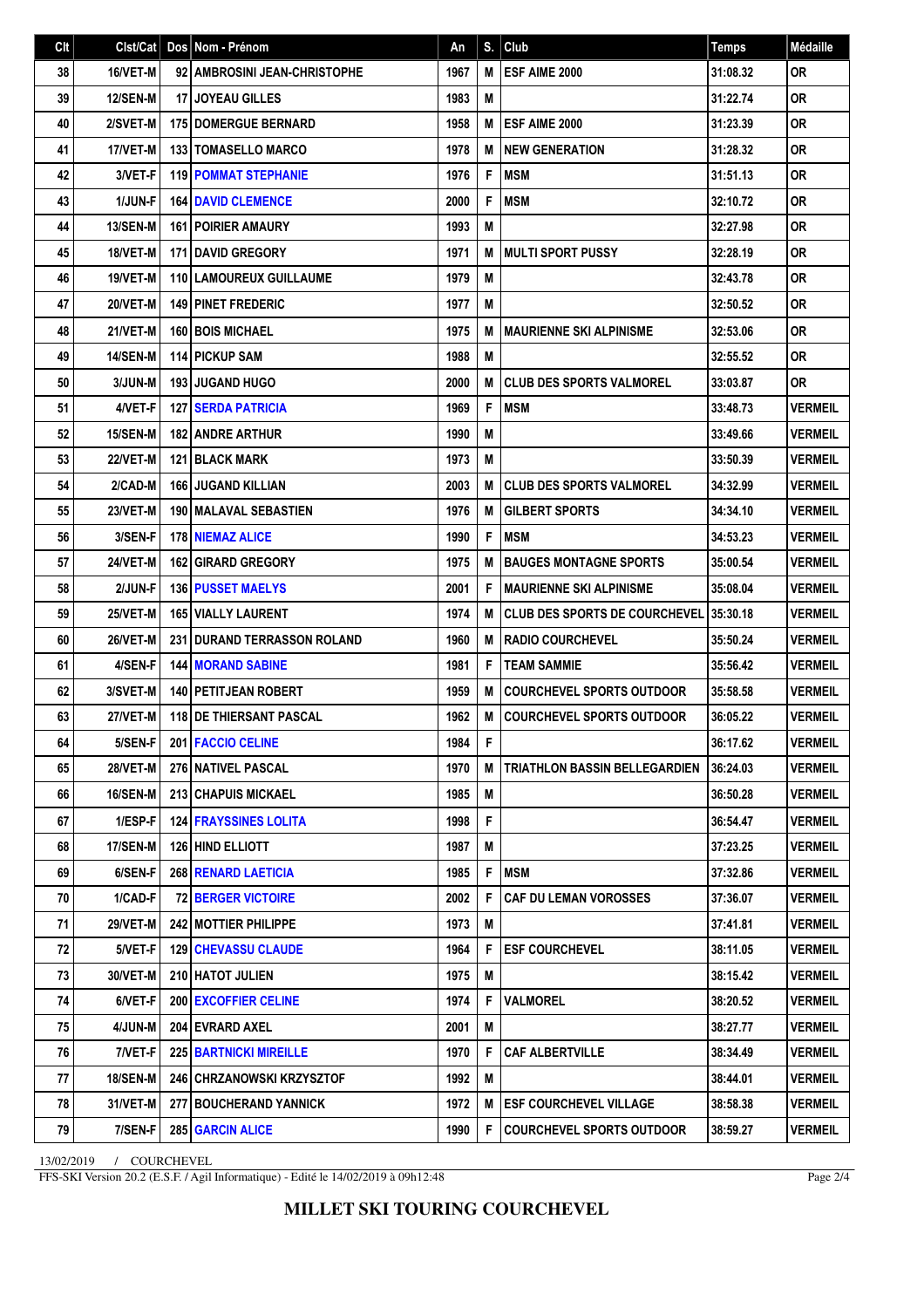| Clt | Clst/Cat | Dos | Nom - Prénom | An | S. | Club | Temps | Médaille |
|---|---|---|---|---|---|---|---|---|
| 38 | 16/VET-M | 92 | AMBROSINI JEAN-CHRISTOPHE | 1967 | M | ESF AIME 2000 | 31:08.32 | OR |
| 39 | 12/SEN-M | 17 | JOYEAU GILLES | 1983 | M | | 31:22.74 | OR |
| 40 | 2/SVET-M | 175 | DOMERGUE BERNARD | 1958 | M | ESF AIME 2000 | 31:23.39 | OR |
| 41 | 17/VET-M | 133 | TOMASELLO MARCO | 1978 | M | NEW GENERATION | 31:28.32 | OR |
| 42 | 3/VET-F | 119 | POMMAT STEPHANIE | 1976 | F | MSM | 31:51.13 | OR |
| 43 | 1/JUN-F | 164 | DAVID CLEMENCE | 2000 | F | MSM | 32:10.72 | OR |
| 44 | 13/SEN-M | 161 | POIRIER AMAURY | 1993 | M | | 32:27.98 | OR |
| 45 | 18/VET-M | 171 | DAVID GREGORY | 1971 | M | MULTI SPORT PUSSY | 32:28.19 | OR |
| 46 | 19/VET-M | 110 | LAMOUREUX GUILLAUME | 1979 | M | | 32:43.78 | OR |
| 47 | 20/VET-M | 149 | PINET FREDERIC | 1977 | M | | 32:50.52 | OR |
| 48 | 21/VET-M | 160 | BOIS MICHAEL | 1975 | M | MAURIENNE SKI ALPINISME | 32:53.06 | OR |
| 49 | 14/SEN-M | 114 | PICKUP SAM | 1988 | M | | 32:55.52 | OR |
| 50 | 3/JUN-M | 193 | JUGAND HUGO | 2000 | M | CLUB DES SPORTS VALMOREL | 33:03.87 | OR |
| 51 | 4/VET-F | 127 | SERDA PATRICIA | 1969 | F | MSM | 33:48.73 | VERMEIL |
| 52 | 15/SEN-M | 182 | ANDRE ARTHUR | 1990 | M | | 33:49.66 | VERMEIL |
| 53 | 22/VET-M | 121 | BLACK MARK | 1973 | M | | 33:50.39 | VERMEIL |
| 54 | 2/CAD-M | 166 | JUGAND KILLIAN | 2003 | M | CLUB DES SPORTS VALMOREL | 34:32.99 | VERMEIL |
| 55 | 23/VET-M | 190 | MALAVAL SEBASTIEN | 1976 | M | GILBERT SPORTS | 34:34.10 | VERMEIL |
| 56 | 3/SEN-F | 178 | NIEMAZ ALICE | 1990 | F | MSM | 34:53.23 | VERMEIL |
| 57 | 24/VET-M | 162 | GIRARD GREGORY | 1975 | M | BAUGES MONTAGNE SPORTS | 35:00.54 | VERMEIL |
| 58 | 2/JUN-F | 136 | PUSSET MAELYS | 2001 | F | MAURIENNE SKI ALPINISME | 35:08.04 | VERMEIL |
| 59 | 25/VET-M | 165 | VIALLY LAURENT | 1974 | M | CLUB DES SPORTS DE COURCHEVEL | 35:30.18 | VERMEIL |
| 60 | 26/VET-M | 231 | DURAND TERRASSON ROLAND | 1960 | M | RADIO COURCHEVEL | 35:50.24 | VERMEIL |
| 61 | 4/SEN-F | 144 | MORAND SABINE | 1981 | F | TEAM SAMMIE | 35:56.42 | VERMEIL |
| 62 | 3/SVET-M | 140 | PETITJEAN ROBERT | 1959 | M | COURCHEVEL SPORTS OUTDOOR | 35:58.58 | VERMEIL |
| 63 | 27/VET-M | 118 | DE THIERSANT PASCAL | 1962 | M | COURCHEVEL SPORTS OUTDOOR | 36:05.22 | VERMEIL |
| 64 | 5/SEN-F | 201 | FACCIO CELINE | 1984 | F | | 36:17.62 | VERMEIL |
| 65 | 28/VET-M | 276 | NATIVEL PASCAL | 1970 | M | TRIATHLON BASSIN BELLEGARDIEN | 36:24.03 | VERMEIL |
| 66 | 16/SEN-M | 213 | CHAPUIS MICKAEL | 1985 | M | | 36:50.28 | VERMEIL |
| 67 | 1/ESP-F | 124 | FRAYSSINES LOLITA | 1998 | F | | 36:54.47 | VERMEIL |
| 68 | 17/SEN-M | 126 | HIND ELLIOTT | 1987 | M | | 37:23.25 | VERMEIL |
| 69 | 6/SEN-F | 268 | RENARD LAETICIA | 1985 | F | MSM | 37:32.86 | VERMEIL |
| 70 | 1/CAD-F | 72 | BERGER VICTOIRE | 2002 | F | CAF DU LEMAN VOROSSES | 37:36.07 | VERMEIL |
| 71 | 29/VET-M | 242 | MOTTIER PHILIPPE | 1973 | M | | 37:41.81 | VERMEIL |
| 72 | 5/VET-F | 129 | CHEVASSU CLAUDE | 1964 | F | ESF COURCHEVEL | 38:11.05 | VERMEIL |
| 73 | 30/VET-M | 210 | HATOT JULIEN | 1975 | M | | 38:15.42 | VERMEIL |
| 74 | 6/VET-F | 200 | EXCOFFIER CELINE | 1974 | F | VALMOREL | 38:20.52 | VERMEIL |
| 75 | 4/JUN-M | 204 | EVRARD AXEL | 2001 | M | | 38:27.77 | VERMEIL |
| 76 | 7/VET-F | 225 | BARTNICKI MIREILLE | 1970 | F | CAF ALBERTVILLE | 38:34.49 | VERMEIL |
| 77 | 18/SEN-M | 246 | CHRZANOWSKI KRZYSZTOF | 1992 | M | | 38:44.01 | VERMEIL |
| 78 | 31/VET-M | 277 | BOUCHERAND YANNICK | 1972 | M | ESF COURCHEVEL VILLAGE | 38:58.38 | VERMEIL |
| 79 | 7/SEN-F | 285 | GARCIN ALICE | 1990 | F | COURCHEVEL SPORTS OUTDOOR | 38:59.27 | VERMEIL |

13/02/2019 / COURCHEVEL

FFS-SKI Version 20.2 (E.S.F. / Agil Informatique) - Edité le 14/02/2019 à 09h12:48

**MILLET SKI TOURING COURCHEVEL**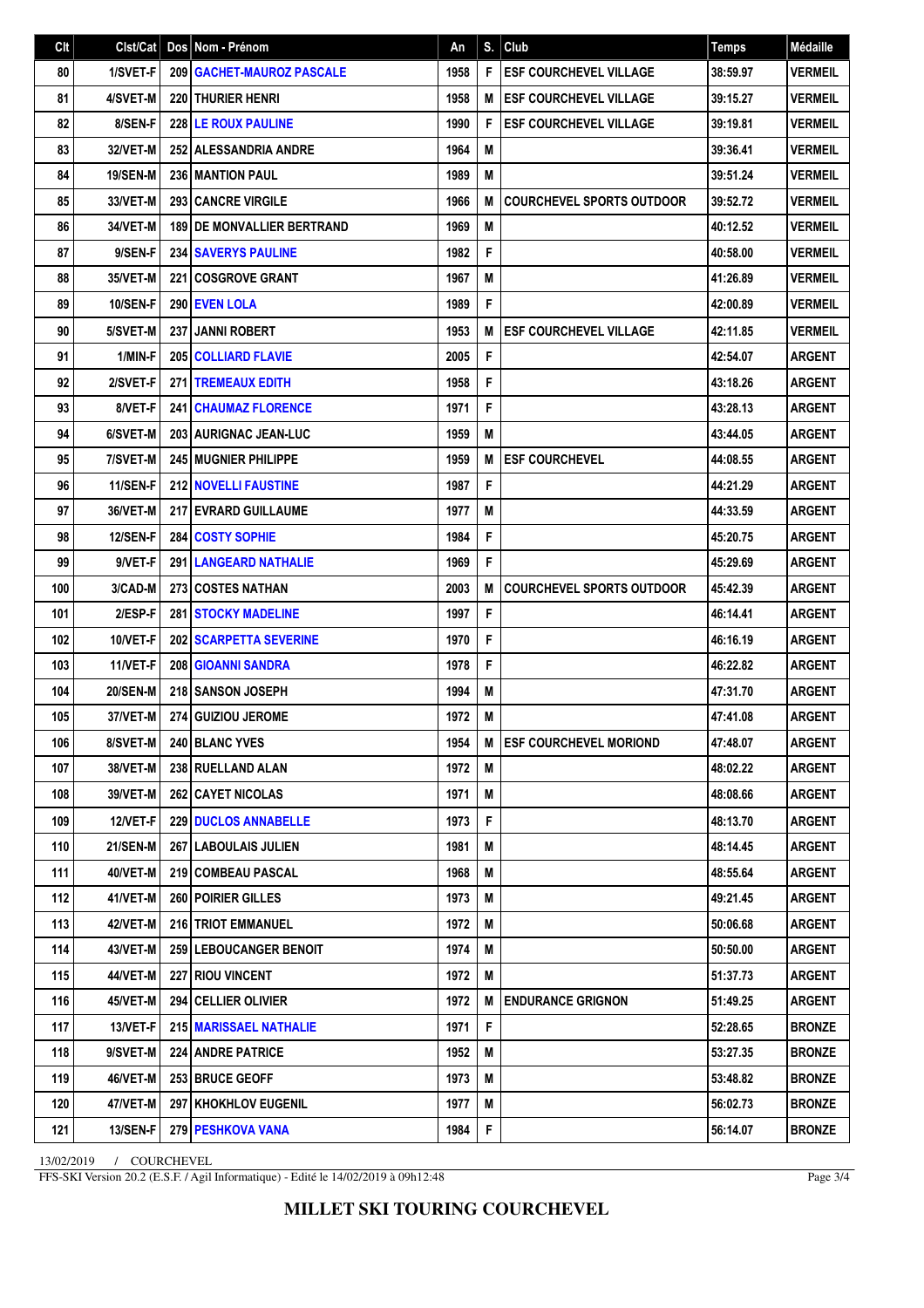| Clt | Clst/Cat | Dos | Nom - Prénom | An | S. | Club | Temps | Médaille |
|---|---|---|---|---|---|---|---|---|
| 80 | 1/SVET-F | 209 | GACHET-MAUROZ PASCALE | 1958 | F | ESF COURCHEVEL VILLAGE | 38:59.97 | VERMEIL |
| 81 | 4/SVET-M | 220 | THURIER HENRI | 1958 | M | ESF COURCHEVEL VILLAGE | 39:15.27 | VERMEIL |
| 82 | 8/SEN-F | 228 | LE ROUX PAULINE | 1990 | F | ESF COURCHEVEL VILLAGE | 39:19.81 | VERMEIL |
| 83 | 32/VET-M | 252 | ALESSANDRIA ANDRE | 1964 | M | | 39:36.41 | VERMEIL |
| 84 | 19/SEN-M | 236 | MANTION PAUL | 1989 | M | | 39:51.24 | VERMEIL |
| 85 | 33/VET-M | 293 | CANCRE VIRGILE | 1966 | M | COURCHEVEL SPORTS OUTDOOR | 39:52.72 | VERMEIL |
| 86 | 34/VET-M | 189 | DE MONVALLIER BERTRAND | 1969 | M | | 40:12.52 | VERMEIL |
| 87 | 9/SEN-F | 234 | SAVERYS PAULINE | 1982 | F | | 40:58.00 | VERMEIL |
| 88 | 35/VET-M | 221 | COSGROVE GRANT | 1967 | M | | 41:26.89 | VERMEIL |
| 89 | 10/SEN-F | 290 | EVEN LOLA | 1989 | F | | 42:00.89 | VERMEIL |
| 90 | 5/SVET-M | 237 | JANNI ROBERT | 1953 | M | ESF COURCHEVEL VILLAGE | 42:11.85 | VERMEIL |
| 91 | 1/MIN-F | 205 | COLLIARD FLAVIE | 2005 | F | | 42:54.07 | ARGENT |
| 92 | 2/SVET-F | 271 | TREMEAUX EDITH | 1958 | F | | 43:18.26 | ARGENT |
| 93 | 8/VET-F | 241 | CHAUMAZ FLORENCE | 1971 | F | | 43:28.13 | ARGENT |
| 94 | 6/SVET-M | 203 | AURIGNAC JEAN-LUC | 1959 | M | | 43:44.05 | ARGENT |
| 95 | 7/SVET-M | 245 | MUGNIER PHILIPPE | 1959 | M | ESF COURCHEVEL | 44:08.55 | ARGENT |
| 96 | 11/SEN-F | 212 | NOVELLI FAUSTINE | 1987 | F | | 44:21.29 | ARGENT |
| 97 | 36/VET-M | 217 | EVRARD GUILLAUME | 1977 | M | | 44:33.59 | ARGENT |
| 98 | 12/SEN-F | 284 | COSTY SOPHIE | 1984 | F | | 45:20.75 | ARGENT |
| 99 | 9/VET-F | 291 | LANGEARD NATHALIE | 1969 | F | | 45:29.69 | ARGENT |
| 100 | 3/CAD-M | 273 | COSTES NATHAN | 2003 | M | COURCHEVEL SPORTS OUTDOOR | 45:42.39 | ARGENT |
| 101 | 2/ESP-F | 281 | STOCKY MADELINE | 1997 | F | | 46:14.41 | ARGENT |
| 102 | 10/VET-F | 202 | SCARPETTA SEVERINE | 1970 | F | | 46:16.19 | ARGENT |
| 103 | 11/VET-F | 208 | GIOANNI SANDRA | 1978 | F | | 46:22.82 | ARGENT |
| 104 | 20/SEN-M | 218 | SANSON JOSEPH | 1994 | M | | 47:31.70 | ARGENT |
| 105 | 37/VET-M | 274 | GUIZIOU JEROME | 1972 | M | | 47:41.08 | ARGENT |
| 106 | 8/SVET-M | 240 | BLANC YVES | 1954 | M | ESF COURCHEVEL MORIOND | 47:48.07 | ARGENT |
| 107 | 38/VET-M | 238 | RUELLAND ALAN | 1972 | M | | 48:02.22 | ARGENT |
| 108 | 39/VET-M | 262 | CAYET NICOLAS | 1971 | M | | 48:08.66 | ARGENT |
| 109 | 12/VET-F | 229 | DUCLOS ANNABELLE | 1973 | F | | 48:13.70 | ARGENT |
| 110 | 21/SEN-M | 267 | LABOULAIS JULIEN | 1981 | M | | 48:14.45 | ARGENT |
| 111 | 40/VET-M | 219 | COMBEAU PASCAL | 1968 | M | | 48:55.64 | ARGENT |
| 112 | 41/VET-M | 260 | POIRIER GILLES | 1973 | M | | 49:21.45 | ARGENT |
| 113 | 42/VET-M | 216 | TRIOT EMMANUEL | 1972 | M | | 50:06.68 | ARGENT |
| 114 | 43/VET-M | 259 | LEBOUCANGER BENOIT | 1974 | M | | 50:50.00 | ARGENT |
| 115 | 44/VET-M | 227 | RIOU VINCENT | 1972 | M | | 51:37.73 | ARGENT |
| 116 | 45/VET-M | 294 | CELLIER OLIVIER | 1972 | M | ENDURANCE GRIGNON | 51:49.25 | ARGENT |
| 117 | 13/VET-F | 215 | MARISSAEL NATHALIE | 1971 | F | | 52:28.65 | BRONZE |
| 118 | 9/SVET-M | 224 | ANDRE PATRICE | 1952 | M | | 53:27.35 | BRONZE |
| 119 | 46/VET-M | 253 | BRUCE GEOFF | 1973 | M | | 53:48.82 | BRONZE |
| 120 | 47/VET-M | 297 | KHOKHLOV EUGENIL | 1977 | M | | 56:02.73 | BRONZE |
| 121 | 13/SEN-F | 279 | PESHKOVA VANA | 1984 | F | | 56:14.07 | BRONZE |

13/02/2019 / COURCHEVEL

FFS-SKI Version 20.2 (E.S.F. / Agil Informatique) - Edité le 14/02/2019 à 09h12:48

**MILLET SKI TOURING COURCHEVEL**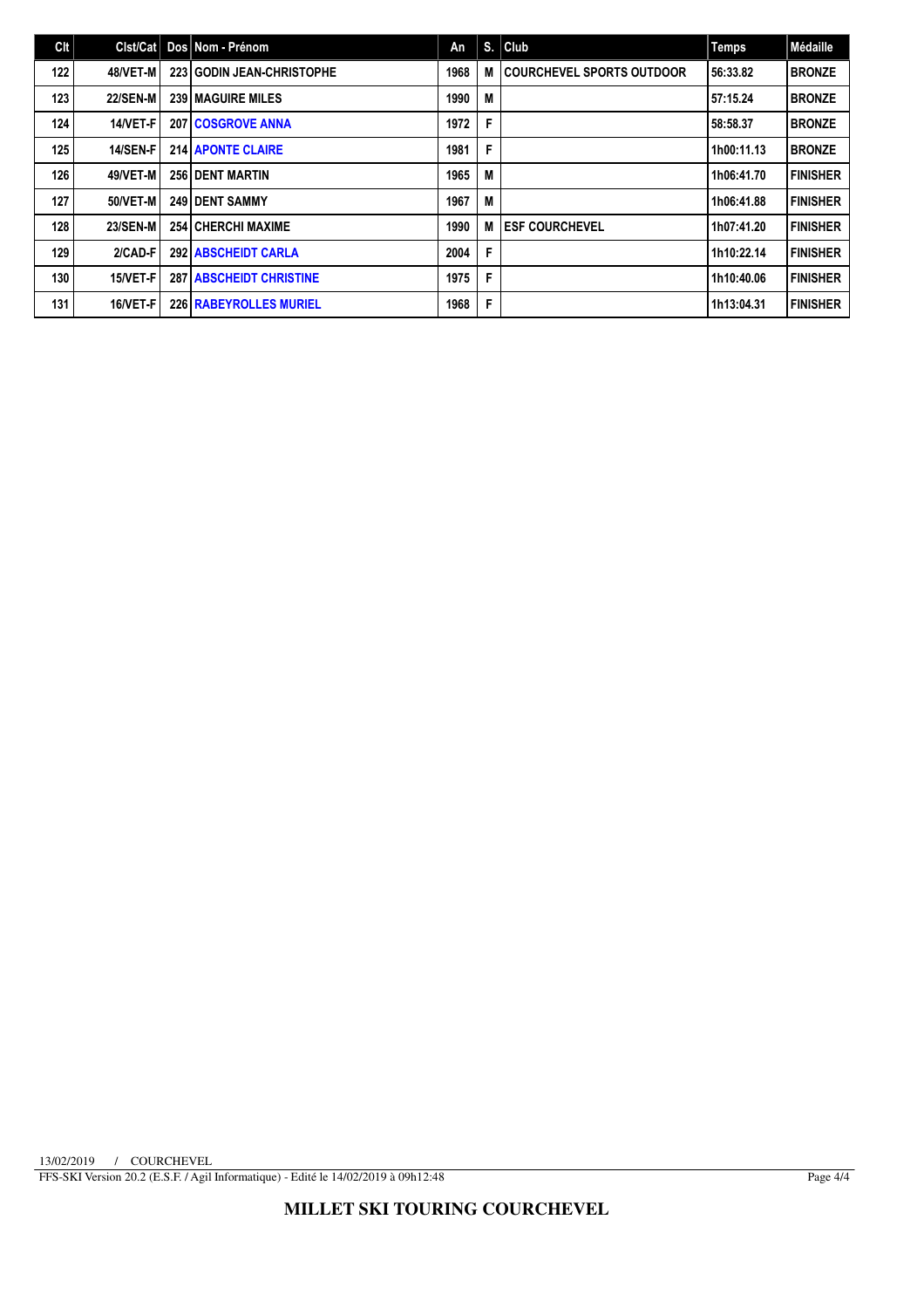| Clt | Clst/Cat | Dos | Nom - Prénom | An | S. | Club | Temps | Médaille |
|---|---|---|---|---|---|---|---|---|
| 122 | 48/VET-M | 223 | GODIN JEAN-CHRISTOPHE | 1968 | M | COURCHEVEL SPORTS OUTDOOR | 56:33.82 | BRONZE |
| 123 | 22/SEN-M | 239 | MAGUIRE MILES | 1990 | M | | 57:15.24 | BRONZE |
| 124 | 14/VET-F | 207 | COSGROVE ANNA | 1972 | F | | 58:58.37 | BRONZE |
| 125 | 14/SEN-F | 214 | APONTE CLAIRE | 1981 | F | | 1h00:11.13 | BRONZE |
| 126 | 49/VET-M | 256 | DENT MARTIN | 1965 | M | | 1h06:41.70 | FINISHER |
| 127 | 50/VET-M | 249 | DENT SAMMY | 1967 | M | | 1h06:41.88 | FINISHER |
| 128 | 23/SEN-M | 254 | CHERCHI MAXIME | 1990 | M | ESF COURCHEVEL | 1h07:41.20 | FINISHER |
| 129 | 2/CAD-F | 292 | ABSCHEIDT CARLA | 2004 | F | | 1h10:22.14 | FINISHER |
| 130 | 15/VET-F | 287 | ABSCHEIDT CHRISTINE | 1975 | F | | 1h10:40.06 | FINISHER |
| 131 | 16/VET-F | 226 | RABEYROLLES MURIEL | 1968 | F | | 1h13:04.31 | FINISHER |

13/02/2019 / COURCHEVEL

FFS-SKI Version 20.2 (E.S.F. / Agil Informatique) - Edité le 14/02/2019 à 09h12:48

**MILLET SKI TOURING COURCHEVEL**